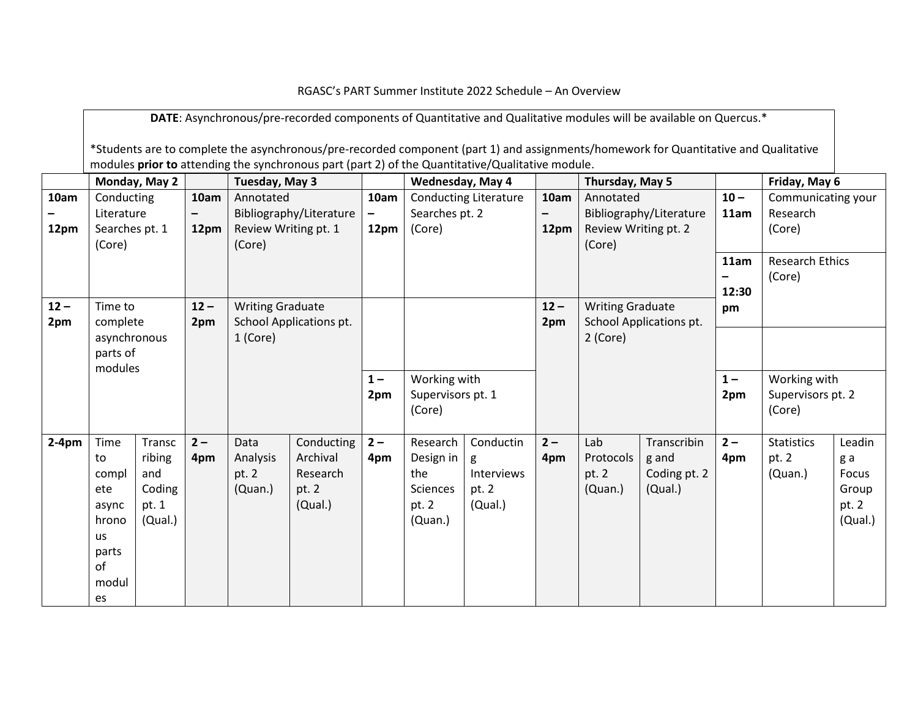RGASC's PART Summer Institute 2022 Schedule – An Overview

**DATE**: Asynchronous/pre-recorded components of Quantitative and Qualitative modules will be available on Quercus.*

*Students are to complete the asynchronous/pre-recorded component (part 1) and assignments/homework for Quantitative and Qualitative modules **prior to** attending the synchronous part (part 2) of the Quantitative/Qualitative module.

| | Monday, May 2 | | | Tuesday, May 3 | | | Wednesday, May 4 | | | Thursday, May 5 | | | Friday, May 6 | |
|---|---|---|---|---|---|---|---|---|---|---|---|---|---|---|
| **10am – 12pm** | Conducting Literature Searches pt. 1 (Core) | | **10am – 12pm** | Annotated Bibliography/Literature Review Writing pt. 1 (Core) | | **10am – 12pm** | Conducting Literature Searches pt. 2 (Core) | | **10am – 12pm** | Annotated Bibliography/Literature Review Writing pt. 2 (Core) | | **10 – 11am** | Communicating your Research (Core) | |
| | | | | | | | | | | | | **11am – 12:30 pm** | Research Ethics (Core) | |
| **12 – 2pm** | Time to complete asynchronous parts of modules | | **12 – 2pm** | Writing Graduate School Applications pt. 1 (Core) | | | | | **12 – 2pm** | Writing Graduate School Applications pt. 2 (Core) | | | | |
| | | | | | | **1 – 2pm** | Working with Supervisors pt. 1 (Core) | | | | | **1 – 2pm** | Working with Supervisors pt. 2 (Core) | |
| **2-4pm** | Time to complete asynchronous parts of modules | Transcribing and Coding pt. 1 (Qual.) | **2 – 4pm** | Data Analysis pt. 2 (Quan.) | Conducting Archival Research pt. 2 (Qual.) | **2 – 4pm** | Research Design in the Sciences pt. 2 (Quan.) | Conducting Interviews pt. 2 (Qual.) | **2 – 4pm** | Lab Protocols pt. 2 (Quan.) | Transcribing and Coding pt. 2 (Qual.) | **2 – 4pm** | Statistics pt. 2 (Quan.) | Leading a Focus Group pt. 2 (Qual.) |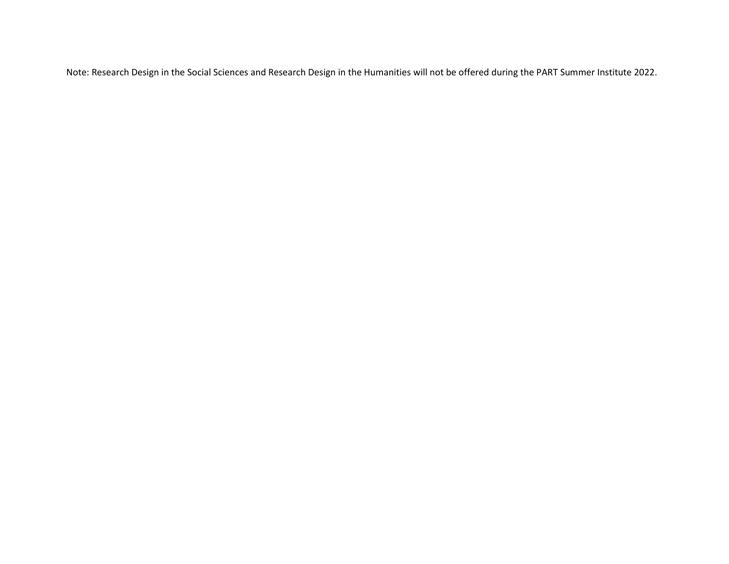Note: Research Design in the Social Sciences and Research Design in the Humanities will not be offered during the PART Summer Institute 2022.